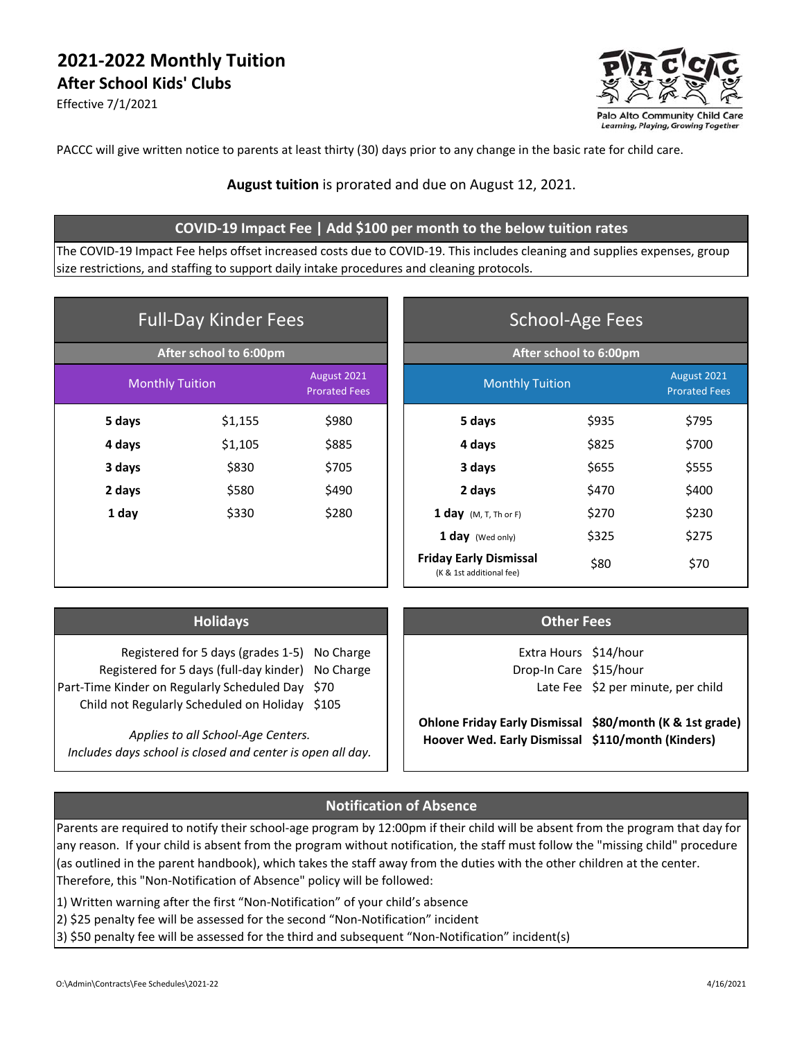# 2021-2022 Monthly Tuition

## After School Kids' Clubs

Effective 7/1/2021

Palo Alto Community Child Care
*Learning, Playing, Growing Together*

PACCC will give written notice to parents at least thirty (30) days prior to any change in the basic rate for child care.

**August tuition** is prorated and due on August 12, 2021.

### COVID-19 Impact Fee | Add $100 per month to the below tuition rates

The COVID-19 Impact Fee helps offset increased costs due to COVID-19. This includes cleaning and supplies expenses, group size restrictions, and staffing to support daily intake procedures and cleaning protocols.

### Full-Day Kinder Fees

After school to 6:00pm

| | Monthly Tuition | August 2021 Prorated Fees |
|---|---|---|
| **5 days** | $1,155 | $980 |
| **4 days** | $1,105 | $885 |
| **3 days** | $830 | $705 |
| **2 days** | $580 | $490 |
| **1 day** | $330 | $280 |

### School-Age Fees

After school to 6:00pm

| | Monthly Tuition | August 2021 Prorated Fees |
|---|---|---|
| **5 days** | $935 | $795 |
| **4 days** | $825 | $700 |
| **3 days** | $655 | $555 |
| **2 days** | $470 | $400 |
| **1 day** (M, T, Th or F) | $270 | $230 |
| **1 day** (Wed only) | $325 | $275 |
| **Friday Early Dismissal** (K & 1st additional fee) | $80 | $70 |

### Holidays

| | |
|---|---|
| Registered for 5 days (grades 1-5) | No Charge |
| Registered for 5 days (full-day kinder) | No Charge |
| Part-Time Kinder on Regularly Scheduled Day | $70 |
| Child not Regularly Scheduled on Holiday | $105 |

*Applies to all School-Age Centers.*
*Includes days school is closed and center is open all day.*

### Other Fees

| | |
|---|---|
| Extra Hours | $14/hour |
| Drop-In Care | $15/hour |
| Late Fee | $2 per minute, per child |
| **Ohlone Friday Early Dismissal** | **$80/month (K & 1st grade)** |
| **Hoover Wed. Early Dismissal** | **$110/month (Kinders)** |

### Notification of Absence

Parents are required to notify their school-age program by 12:00pm if their child will be absent from the program that day for any reason. If your child is absent from the program without notification, the staff must follow the "missing child" procedure (as outlined in the parent handbook), which takes the staff away from the duties with the other children at the center. Therefore, this "Non-Notification of Absence" policy will be followed:

1) Written warning after the first "Non-Notification" of your child's absence
2) $25 penalty fee will be assessed for the second "Non-Notification" incident
3) $50 penalty fee will be assessed for the third and subsequent "Non-Notification" incident(s)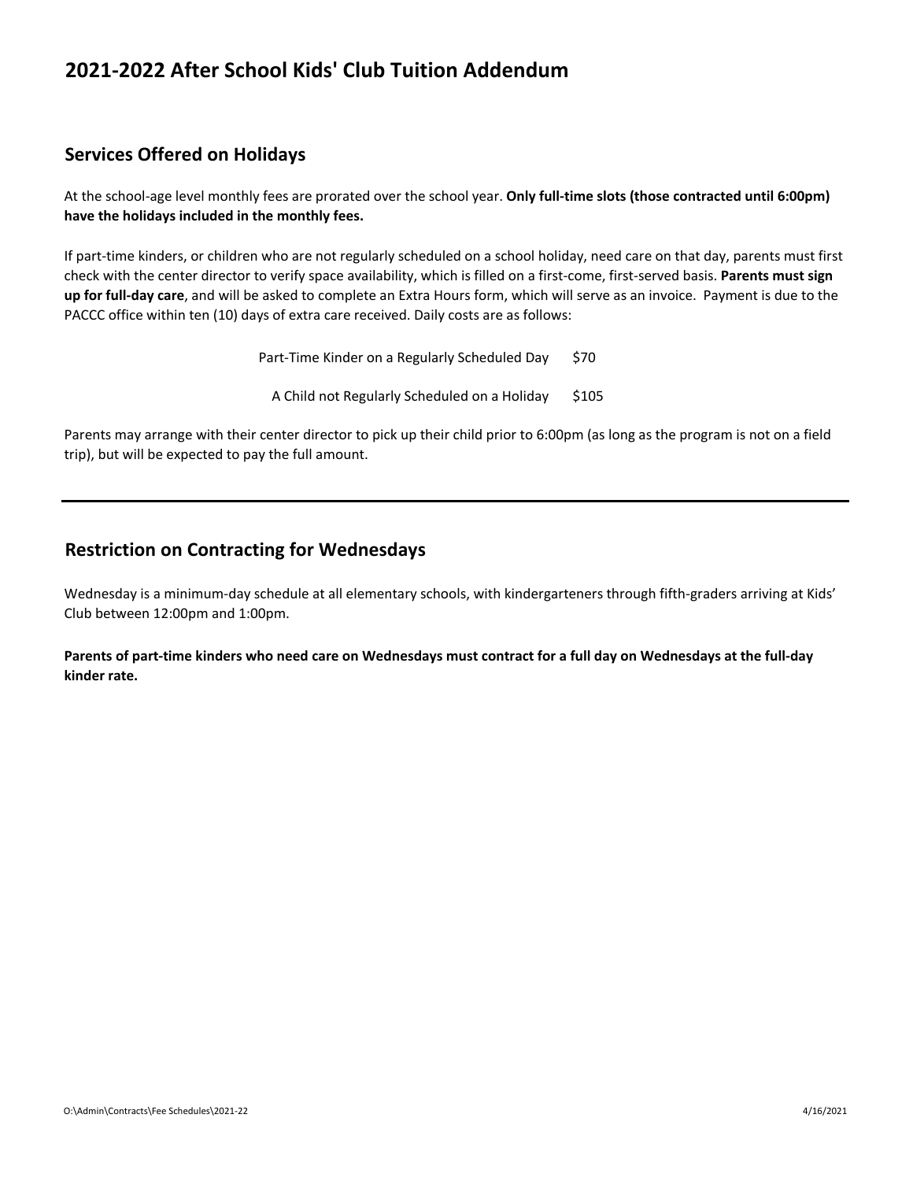# 2021-2022 After School Kids' Club Tuition Addendum

## Services Offered on Holidays

At the school-age level monthly fees are prorated over the school year. **Only full-time slots (those contracted until 6:00pm) have the holidays included in the monthly fees.**

If part-time kinders, or children who are not regularly scheduled on a school holiday, need care on that day, parents must first check with the center director to verify space availability, which is filled on a first-come, first-served basis. **Parents must sign up for full-day care**, and will be asked to complete an Extra Hours form, which will serve as an invoice. Payment is due to the PACCC office within ten (10) days of extra care received. Daily costs are as follows:

| | |
|---|---|
| Part-Time Kinder on a Regularly Scheduled Day | $70 |
| A Child not Regularly Scheduled on a Holiday | $105 |

Parents may arrange with their center director to pick up their child prior to 6:00pm (as long as the program is not on a field trip), but will be expected to pay the full amount.

---

## Restriction on Contracting for Wednesdays

Wednesday is a minimum-day schedule at all elementary schools, with kindergarteners through fifth-graders arriving at Kids' Club between 12:00pm and 1:00pm.

**Parents of part-time kinders who need care on Wednesdays must contract for a full day on Wednesdays at the full-day kinder rate.**